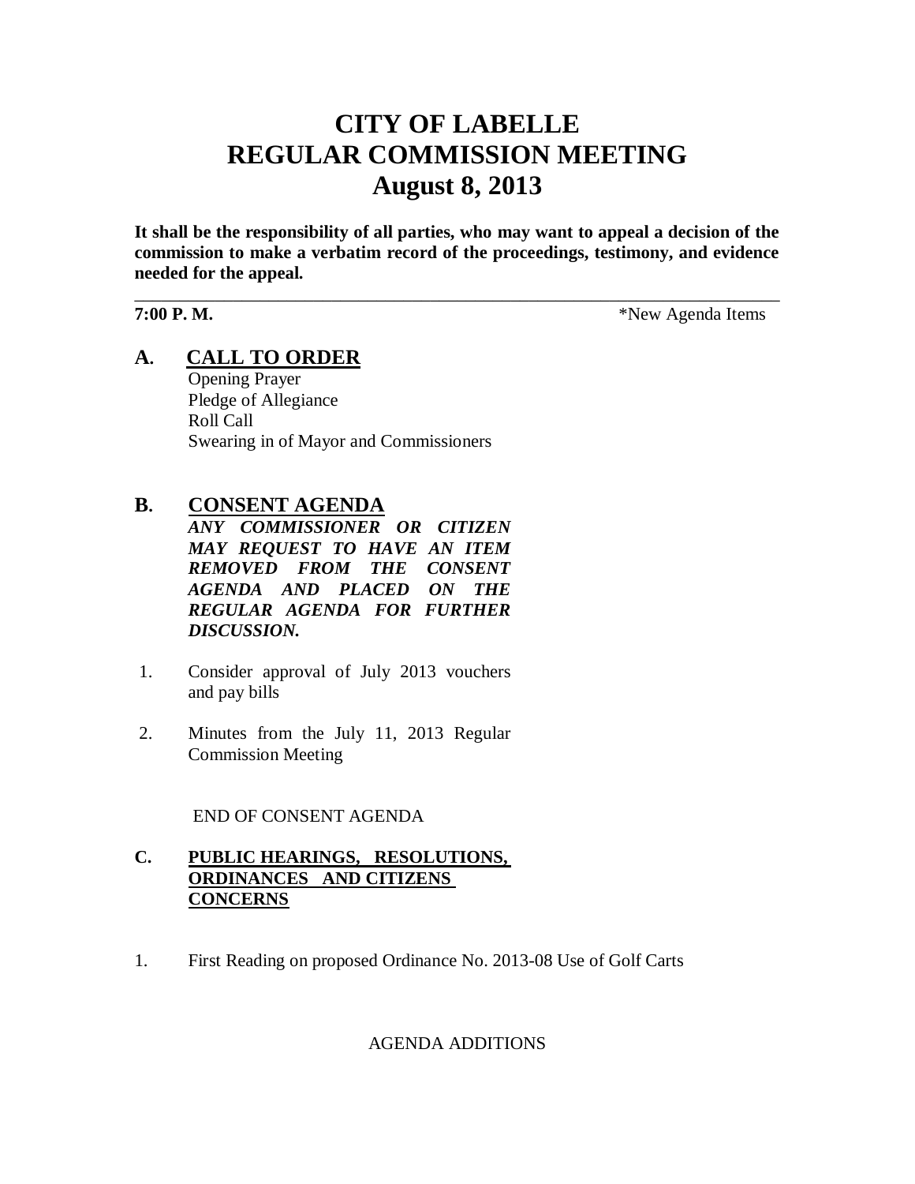# CITY OF LABELLE
# REGULAR COMMISSION MEETING
# August 8, 2013

**It shall be the responsibility of all parties, who may want to appeal a decision of the commission to make a verbatim record of the proceedings, testimony, and evidence needed for the appeal.**

---

**7:00 P. M.** *New Agenda Items

## A. CALL TO ORDER

Opening Prayer
Pledge of Allegiance
Roll Call
Swearing in of Mayor and Commissioners

## B. CONSENT AGENDA

***ANY COMMISSIONER OR CITIZEN MAY REQUEST TO HAVE AN ITEM REMOVED FROM THE CONSENT AGENDA AND PLACED ON THE REGULAR AGENDA FOR FURTHER DISCUSSION.***

1. Consider approval of July 2013 vouchers and pay bills

2. Minutes from the July 11, 2013 Regular Commission Meeting

END OF CONSENT AGENDA

## C. PUBLIC HEARINGS, RESOLUTIONS, ORDINANCES AND CITIZENS CONCERNS

1. First Reading on proposed Ordinance No. 2013-08 Use of Golf Carts

AGENDA ADDITIONS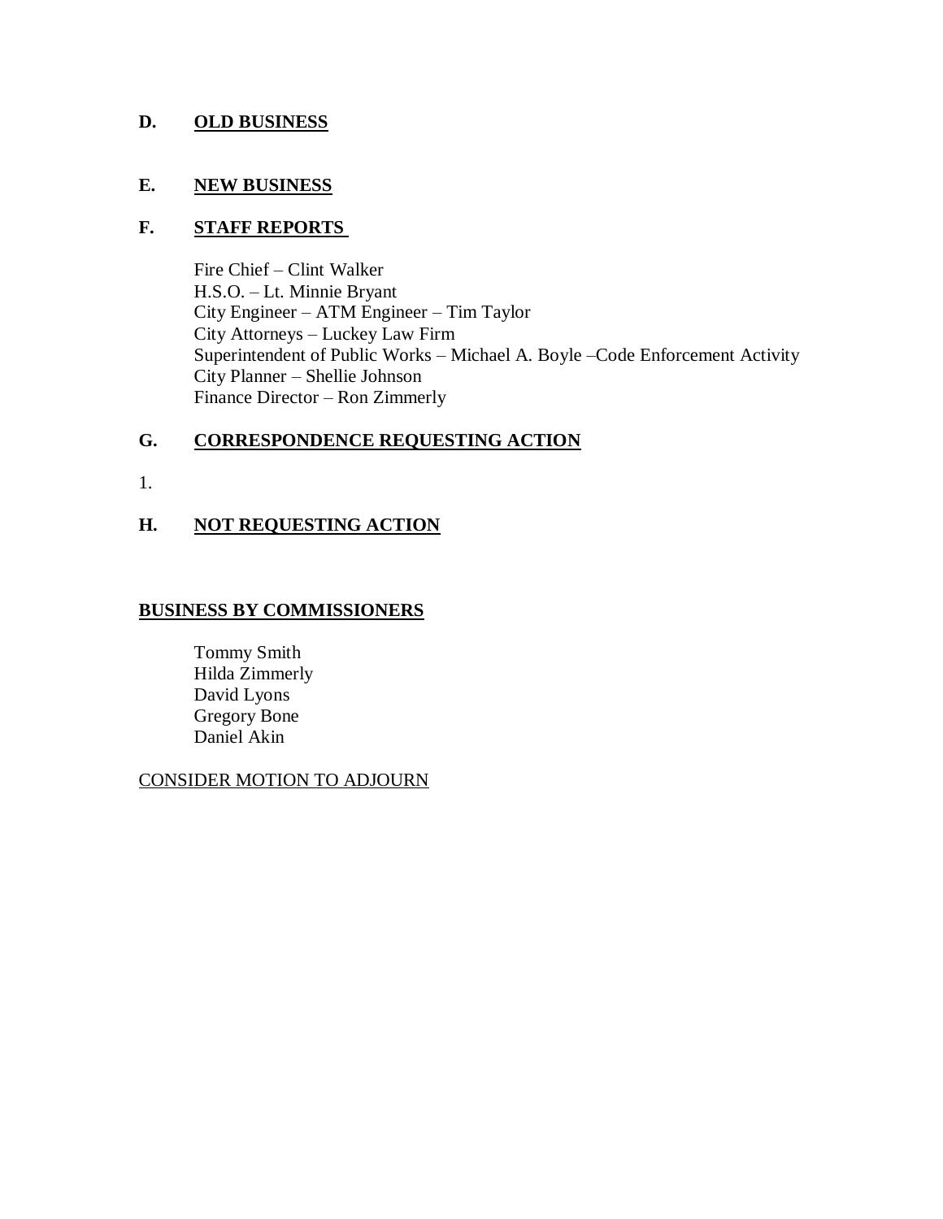## D. OLD BUSINESS

## E. NEW BUSINESS

## F. STAFF REPORTS

Fire Chief – Clint Walker
H.S.O. – Lt. Minnie Bryant
City Engineer – ATM Engineer – Tim Taylor
City Attorneys – Luckey Law Firm
Superintendent of Public Works – Michael A. Boyle –Code Enforcement Activity
City Planner – Shellie Johnson
Finance Director – Ron Zimmerly

## G. CORRESPONDENCE REQUESTING ACTION

1.

## H. NOT REQUESTING ACTION

## BUSINESS BY COMMISSIONERS

Tommy Smith
Hilda Zimmerly
David Lyons
Gregory Bone
Daniel Akin

<u>CONSIDER MOTION TO ADJOURN</u>